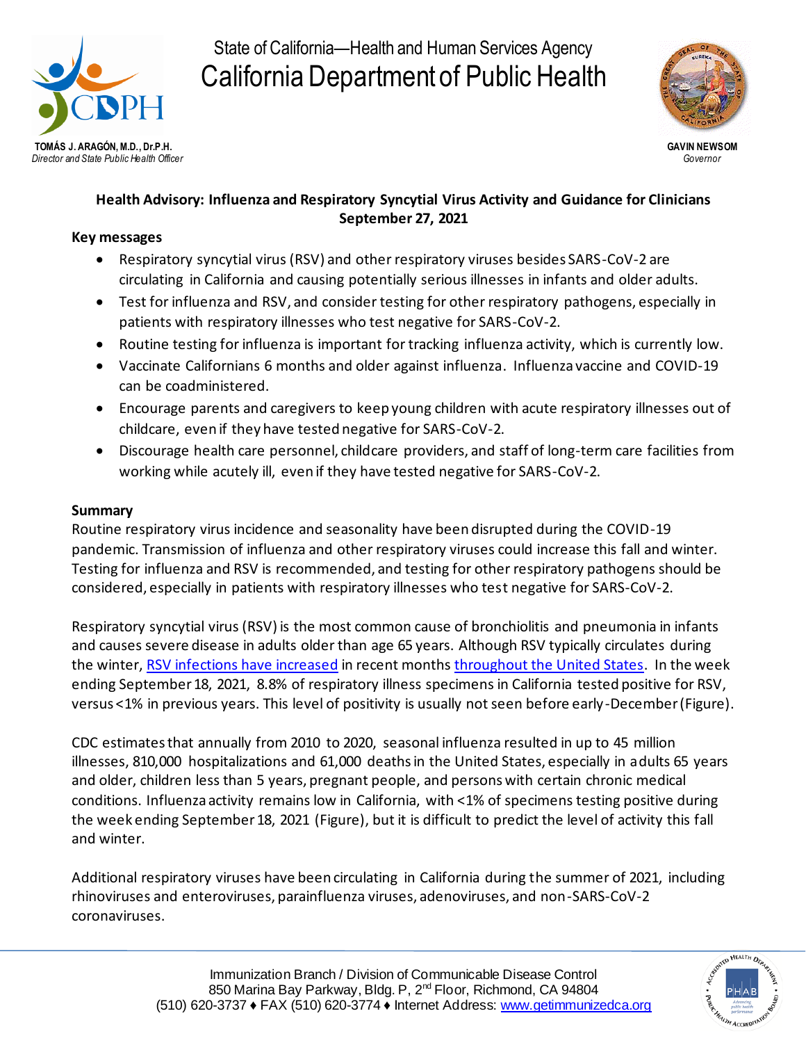State of California—Health and Human Services Agency

# California Department of Public Health

**TOMÁS J. ARAGÓN, M.D., Dr.P.H.**
*Director and State Public Health Officer*

**GAVIN NEWSOM**
*Governor*

## Health Advisory: Influenza and Respiratory Syncytial Virus Activity and Guidance for Clinicians

**September 27, 2021**

### Key messages

- Respiratory syncytial virus (RSV) and other respiratory viruses besides SARS-CoV-2 are circulating in California and causing potentially serious illnesses in infants and older adults.
- Test for influenza and RSV, and consider testing for other respiratory pathogens, especially in patients with respiratory illnesses who test negative for SARS-CoV-2.
- Routine testing for influenza is important for tracking influenza activity, which is currently low.
- Vaccinate Californians 6 months and older against influenza. Influenza vaccine and COVID-19 can be coadministered.
- Encourage parents and caregivers to keep young children with acute respiratory illnesses out of childcare, even if they have tested negative for SARS-CoV-2.
- Discourage health care personnel, childcare providers, and staff of long-term care facilities from working while acutely ill, even if they have tested negative for SARS-CoV-2.

### Summary

Routine respiratory virus incidence and seasonality have been disrupted during the COVID-19 pandemic. Transmission of influenza and other respiratory viruses could increase this fall and winter. Testing for influenza and RSV is recommended, and testing for other respiratory pathogens should be considered, especially in patients with respiratory illnesses who test negative for SARS-CoV-2.

Respiratory syncytial virus (RSV) is the most common cause of bronchiolitis and pneumonia in infants and causes severe disease in adults older than age 65 years. Although RSV typically circulates during the winter, RSV infections have increased in recent months throughout the United States. In the week ending September 18, 2021, 8.8% of respiratory illness specimens in California tested positive for RSV, versus <1% in previous years. This level of positivity is usually not seen before early-December (Figure).

CDC estimates that annually from 2010 to 2020, seasonal influenza resulted in up to 45 million illnesses, 810,000 hospitalizations and 61,000 deaths in the United States, especially in adults 65 years and older, children less than 5 years, pregnant people, and persons with certain chronic medical conditions. Influenza activity remains low in California, with <1% of specimens testing positive during the week ending September 18, 2021 (Figure), but it is difficult to predict the level of activity this fall and winter.

Additional respiratory viruses have been circulating in California during the summer of 2021, including rhinoviruses and enteroviruses, parainfluenza viruses, adenoviruses, and non-SARS-CoV-2 coronaviruses.

Immunization Branch / Division of Communicable Disease Control
850 Marina Bay Parkway, Bldg. P, 2nd Floor, Richmond, CA 94804
(510) 620-3737 ♦ FAX (510) 620-3774 ♦ Internet Address: www.getimmunizedca.org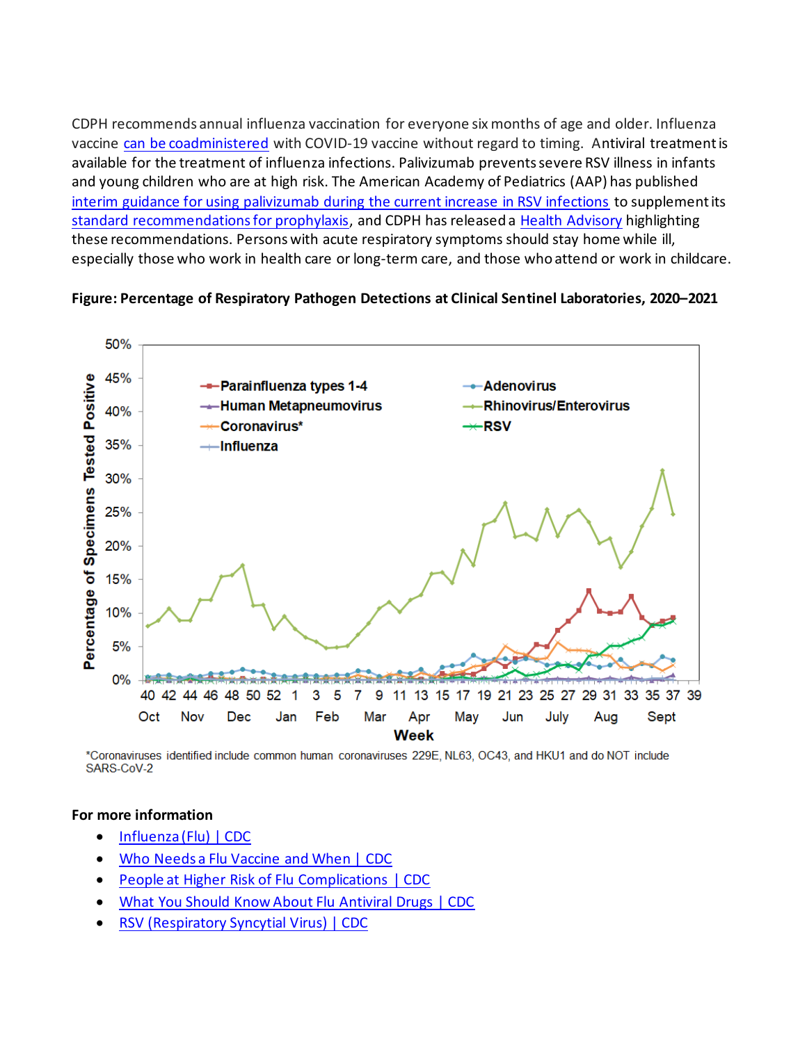CDPH recommends annual influenza vaccination for everyone six months of age and older. Influenza vaccine [can be coadministered] with COVID-19 vaccine without regard to timing. Antiviral treatment is available for the treatment of influenza infections. Palivizumab prevents severe RSV illness in infants and young children who are at high risk. The American Academy of Pediatrics (AAP) has published [interim guidance for using palivizumab during the current increase in RSV infections] to supplement its [standard recommendations for prophylaxis], and CDPH has released a [Health Advisory] highlighting these recommendations. Persons with acute respiratory symptoms should stay home while ill, especially those who work in health care or long-term care, and those who attend or work in childcare.

**Figure: Percentage of Respiratory Pathogen Detections at Clinical Sentinel Laboratories, 2020–2021**

*Coronaviruses identified include common human coronaviruses 229E, NL63, OC43, and HKU1 and do NOT include SARS-CoV-2

**For more information**

- Influenza (Flu) | CDC
- Who Needs a Flu Vaccine and When | CDC
- People at Higher Risk of Flu Complications | CDC
- What You Should Know About Flu Antiviral Drugs | CDC
- RSV (Respiratory Syncytial Virus) | CDC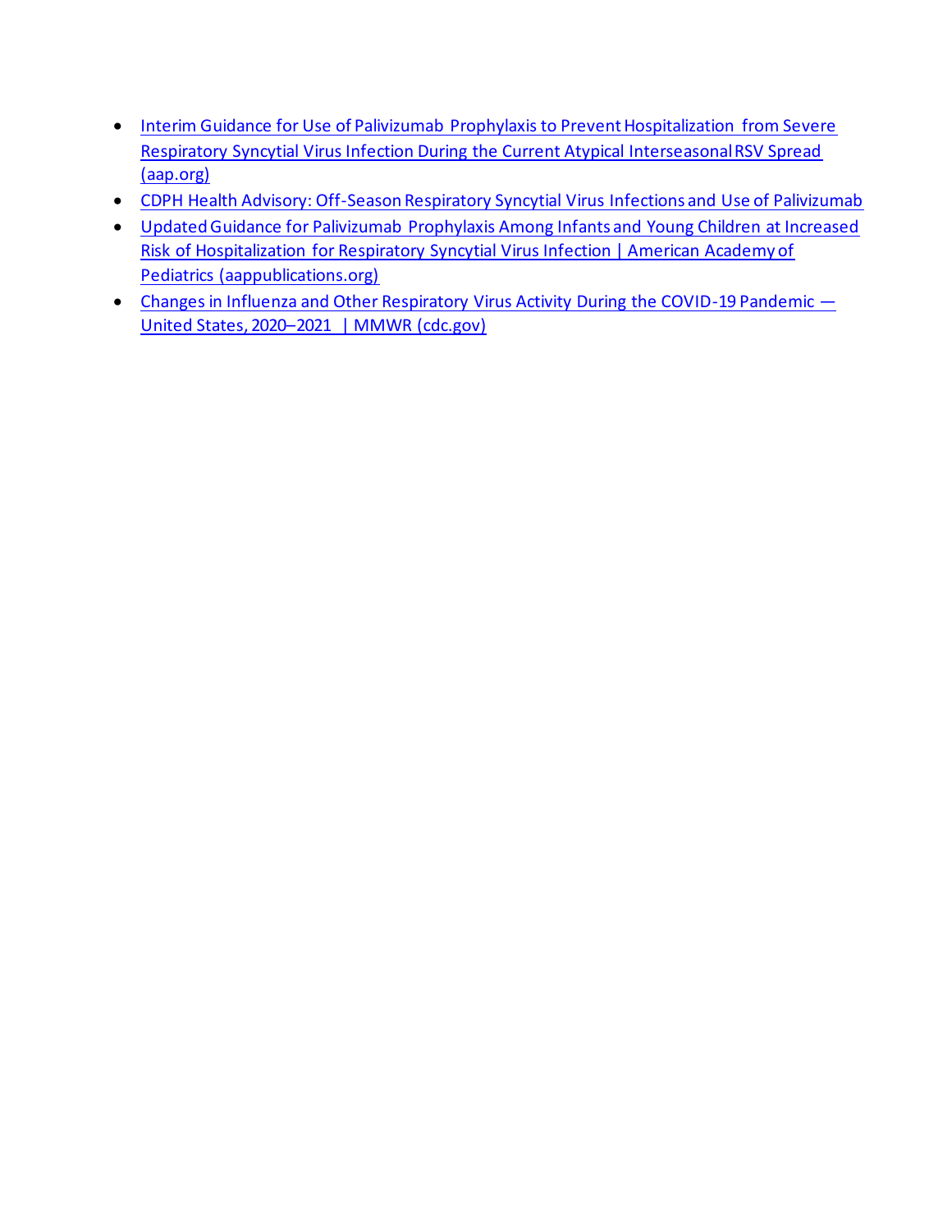- Interim Guidance for Use of Palivizumab Prophylaxis to Prevent Hospitalization from Severe Respiratory Syncytial Virus Infection During the Current Atypical Interseasonal RSV Spread (aap.org)
- CDPH Health Advisory: Off-Season Respiratory Syncytial Virus Infections and Use of Palivizumab
- Updated Guidance for Palivizumab Prophylaxis Among Infants and Young Children at Increased Risk of Hospitalization for Respiratory Syncytial Virus Infection | American Academy of Pediatrics (aappublications.org)
- Changes in Influenza and Other Respiratory Virus Activity During the COVID-19 Pandemic — United States, 2020–2021 | MMWR (cdc.gov)